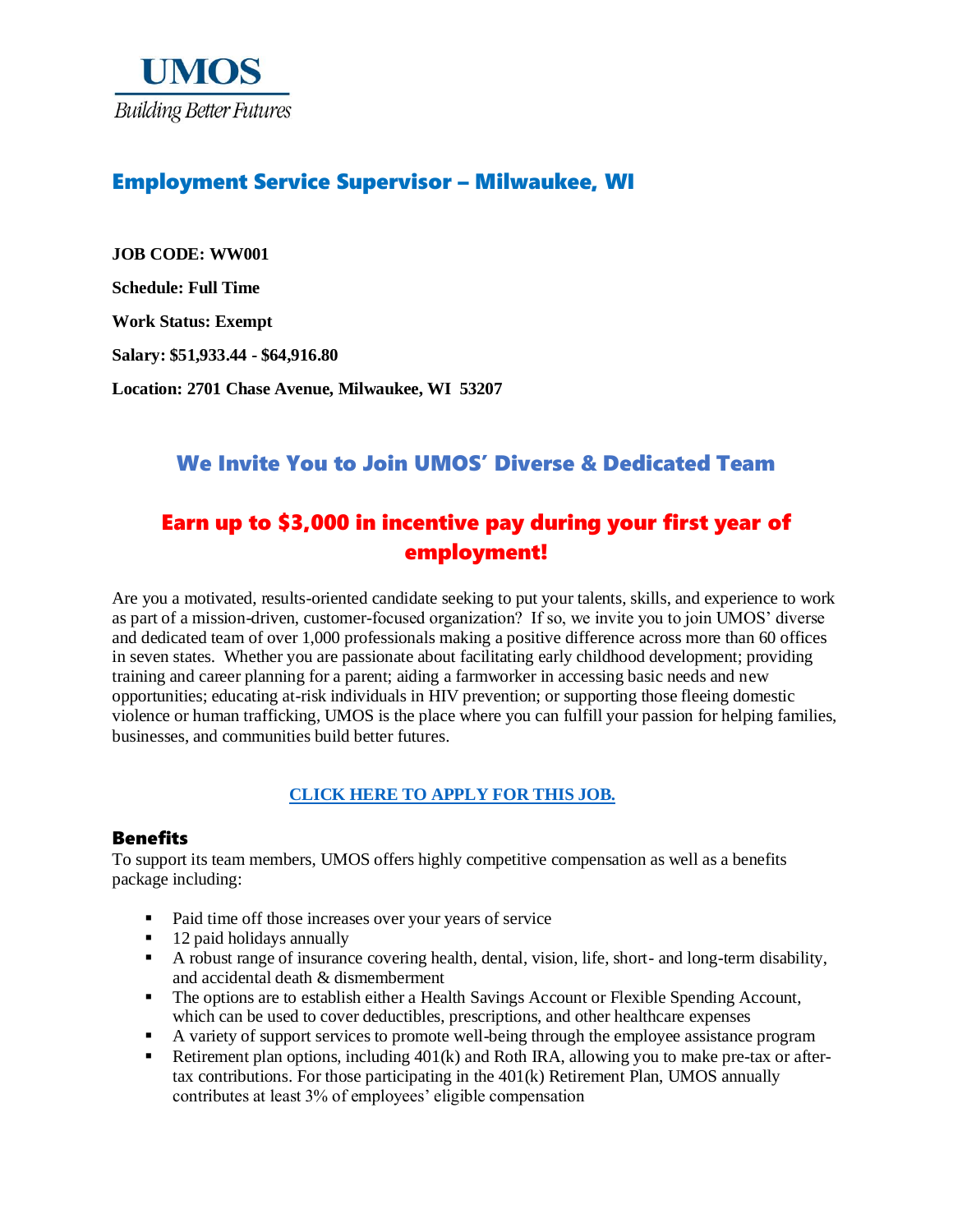# UMOS

*Building Better Futures*

## Employment Service Supervisor – Milwaukee, WI

**JOB CODE: WW001**

**Schedule: Full Time**

**Work Status: Exempt**

**Salary: $51,933.44 - $64,916.80**

**Location: 2701 Chase Avenue, Milwaukee, WI 53207**

## We Invite You to Join UMOS' Diverse & Dedicated Team

## Earn up to $3,000 in incentive pay during your first year of employment!

Are you a motivated, results-oriented candidate seeking to put your talents, skills, and experience to work as part of a mission-driven, customer-focused organization? If so, we invite you to join UMOS' diverse and dedicated team of over 1,000 professionals making a positive difference across more than 60 offices in seven states. Whether you are passionate about facilitating early childhood development; providing training and career planning for a parent; aiding a farmworker in accessing basic needs and new opportunities; educating at-risk individuals in HIV prevention; or supporting those fleeing domestic violence or human trafficking, UMOS is the place where you can fulfill your passion for helping families, businesses, and communities build better futures.

**CLICK HERE TO APPLY FOR THIS JOB.**

### Benefits

To support its team members, UMOS offers highly competitive compensation as well as a benefits package including:

- Paid time off those increases over your years of service
- 12 paid holidays annually
- A robust range of insurance covering health, dental, vision, life, short- and long-term disability, and accidental death & dismemberment
- The options are to establish either a Health Savings Account or Flexible Spending Account, which can be used to cover deductibles, prescriptions, and other healthcare expenses
- A variety of support services to promote well-being through the employee assistance program
- Retirement plan options, including 401(k) and Roth IRA, allowing you to make pre-tax or after-tax contributions. For those participating in the 401(k) Retirement Plan, UMOS annually contributes at least 3% of employees' eligible compensation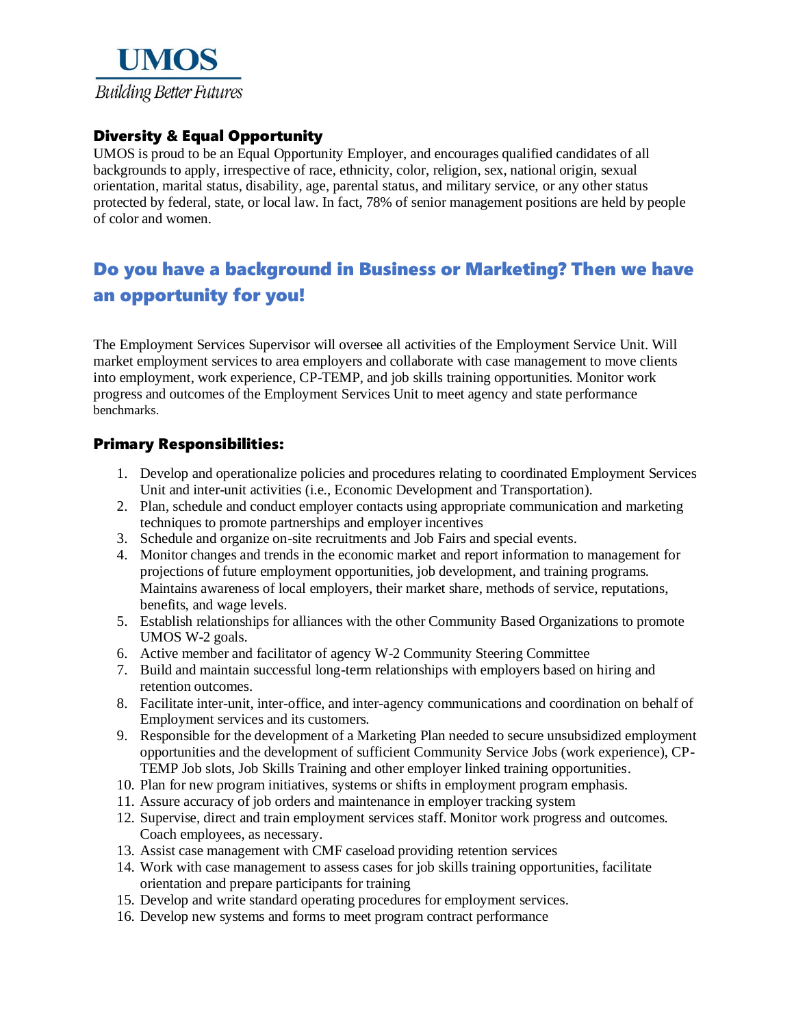**UMOS**

*Building Better Futures*

### Diversity & Equal Opportunity

UMOS is proud to be an Equal Opportunity Employer, and encourages qualified candidates of all backgrounds to apply, irrespective of race, ethnicity, color, religion, sex, national origin, sexual orientation, marital status, disability, age, parental status, and military service, or any other status protected by federal, state, or local law. In fact, 78% of senior management positions are held by people of color and women.

## Do you have a background in Business or Marketing? Then we have an opportunity for you!

The Employment Services Supervisor will oversee all activities of the Employment Service Unit. Will market employment services to area employers and collaborate with case management to move clients into employment, work experience, CP-TEMP, and job skills training opportunities. Monitor work progress and outcomes of the Employment Services Unit to meet agency and state performance benchmarks.

### Primary Responsibilities:

1. Develop and operationalize policies and procedures relating to coordinated Employment Services Unit and inter-unit activities (i.e., Economic Development and Transportation).
2. Plan, schedule and conduct employer contacts using appropriate communication and marketing techniques to promote partnerships and employer incentives
3. Schedule and organize on-site recruitments and Job Fairs and special events.
4. Monitor changes and trends in the economic market and report information to management for projections of future employment opportunities, job development, and training programs. Maintains awareness of local employers, their market share, methods of service, reputations, benefits, and wage levels.
5. Establish relationships for alliances with the other Community Based Organizations to promote UMOS W-2 goals.
6. Active member and facilitator of agency W-2 Community Steering Committee
7. Build and maintain successful long-term relationships with employers based on hiring and retention outcomes.
8. Facilitate inter-unit, inter-office, and inter-agency communications and coordination on behalf of Employment services and its customers.
9. Responsible for the development of a Marketing Plan needed to secure unsubsidized employment opportunities and the development of sufficient Community Service Jobs (work experience), CP-TEMP Job slots, Job Skills Training and other employer linked training opportunities.
10. Plan for new program initiatives, systems or shifts in employment program emphasis.
11. Assure accuracy of job orders and maintenance in employer tracking system
12. Supervise, direct and train employment services staff. Monitor work progress and outcomes. Coach employees, as necessary.
13. Assist case management with CMF caseload providing retention services
14. Work with case management to assess cases for job skills training opportunities, facilitate orientation and prepare participants for training
15. Develop and write standard operating procedures for employment services.
16. Develop new systems and forms to meet program contract performance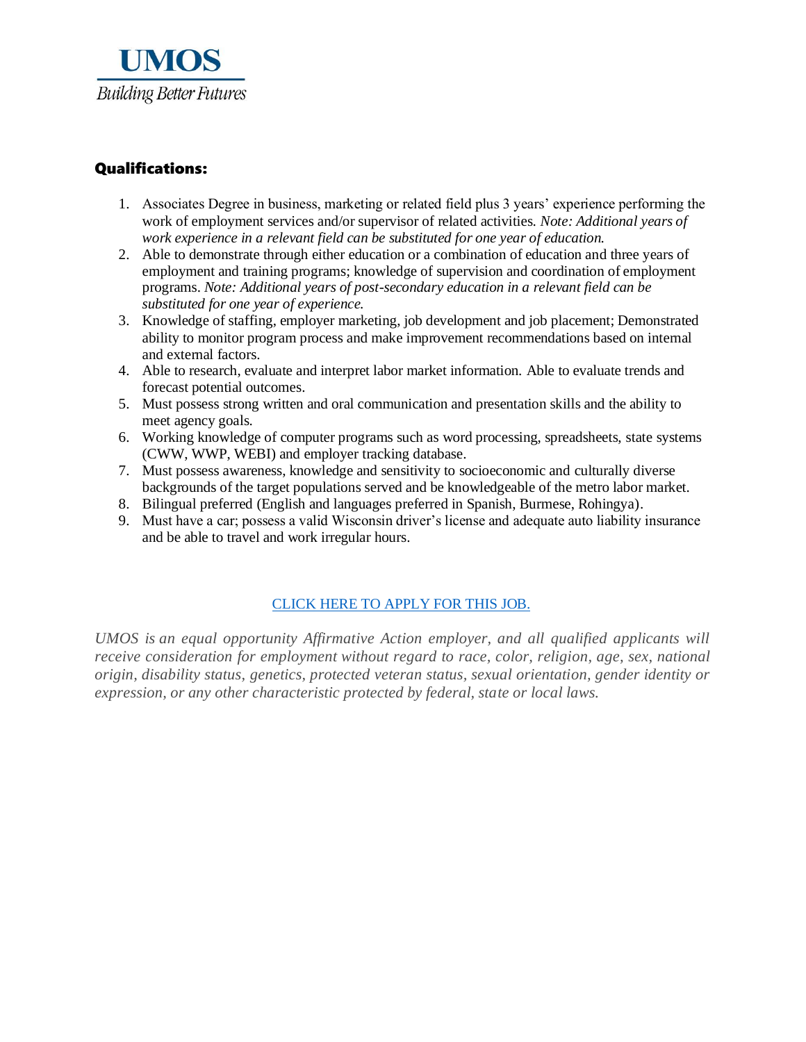UMOS

*Building Better Futures*

## Qualifications:

1. Associates Degree in business, marketing or related field plus 3 years' experience performing the work of employment services and/or supervisor of related activities. *Note: Additional years of work experience in a relevant field can be substituted for one year of education.*
2. Able to demonstrate through either education or a combination of education and three years of employment and training programs; knowledge of supervision and coordination of employment programs. *Note: Additional years of post-secondary education in a relevant field can be substituted for one year of experience.*
3. Knowledge of staffing, employer marketing, job development and job placement; Demonstrated ability to monitor program process and make improvement recommendations based on internal and external factors.
4. Able to research, evaluate and interpret labor market information. Able to evaluate trends and forecast potential outcomes.
5. Must possess strong written and oral communication and presentation skills and the ability to meet agency goals.
6. Working knowledge of computer programs such as word processing, spreadsheets, state systems (CWW, WWP, WEBI) and employer tracking database.
7. Must possess awareness, knowledge and sensitivity to socioeconomic and culturally diverse backgrounds of the target populations served and be knowledgeable of the metro labor market.
8. Bilingual preferred (English and languages preferred in Spanish, Burmese, Rohingya).
9. Must have a car; possess a valid Wisconsin driver's license and adequate auto liability insurance and be able to travel and work irregular hours.

CLICK HERE TO APPLY FOR THIS JOB.

*UMOS is an equal opportunity Affirmative Action employer, and all qualified applicants will receive consideration for employment without regard to race, color, religion, age, sex, national origin, disability status, genetics, protected veteran status, sexual orientation, gender identity or expression, or any other characteristic protected by federal, state or local laws.*